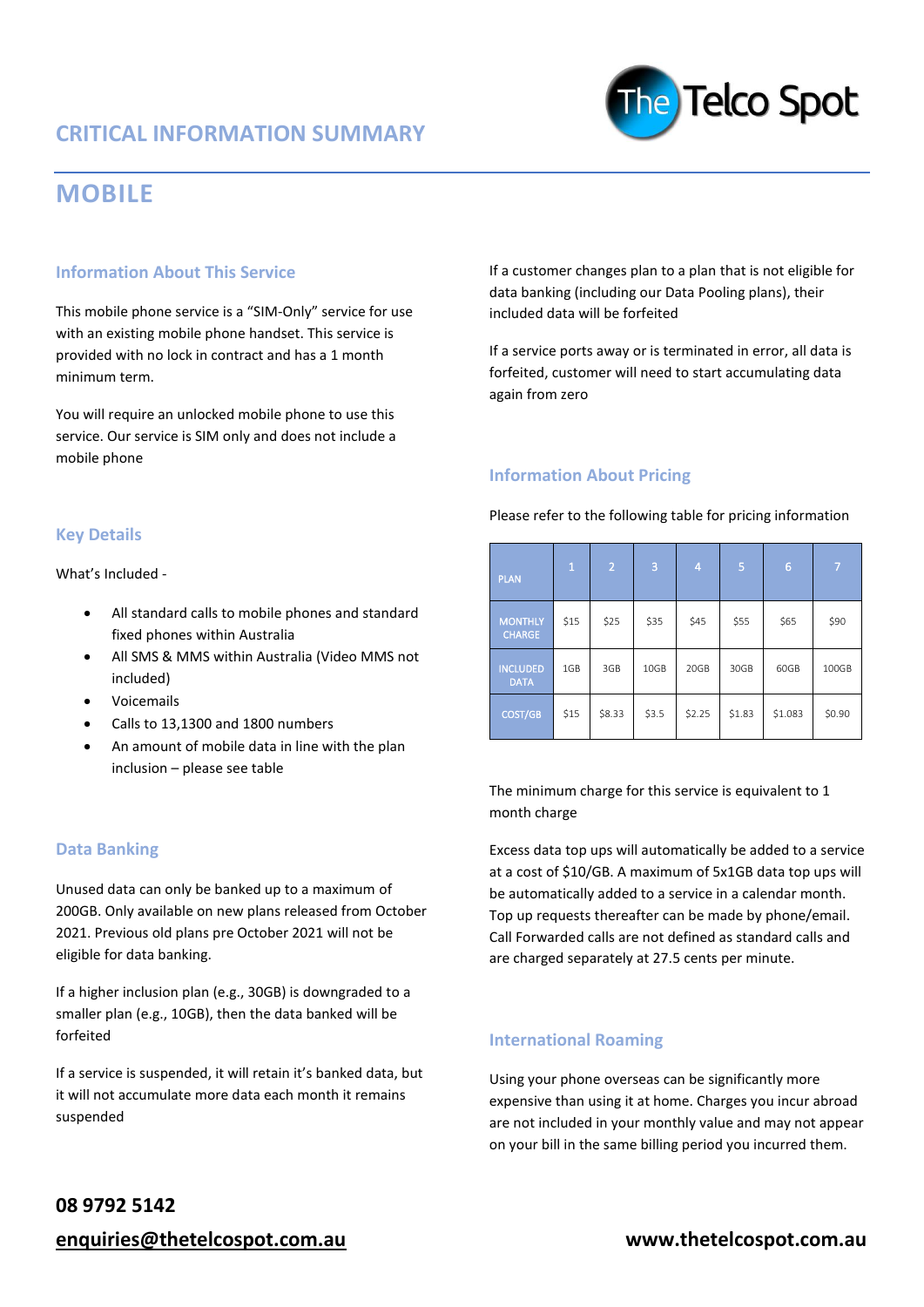# CRITICAL INFORMATION SUMMARY

The Telco Spot

# MOBILE

## Information About This Service

This mobile phone service is a "SIM-Only" service for use with an existing mobile phone handset. This service is provided with no lock in contract and has a 1 month minimum term.

You will require an unlocked mobile phone to use this service. Our service is SIM only and does not include a mobile phone

## Key Details

What's Included -

- All standard calls to mobile phones and standard fixed phones within Australia
- All SMS & MMS within Australia (Video MMS not included)
- Voicemails
- Calls to 13,1300 and 1800 numbers
- An amount of mobile data in line with the plan inclusion – please see table

## Data Banking

Unused data can only be banked up to a maximum of 200GB. Only available on new plans released from October 2021. Previous old plans pre October 2021 will not be eligible for data banking.

If a higher inclusion plan (e.g., 30GB) is downgraded to a smaller plan (e.g., 10GB), then the data banked will be forfeited

If a service is suspended, it will retain it's banked data, but it will not accumulate more data each month it remains suspended

If a customer changes plan to a plan that is not eligible for data banking (including our Data Pooling plans), their included data will be forfeited

If a service ports away or is terminated in error, all data is forfeited, customer will need to start accumulating data again from zero

## Information About Pricing

Please refer to the following table for pricing information

| PLAN | 1 | 2 | 3 | 4 | 5 | 6 | 7 |
|---|---|---|---|---|---|---|---|
| MONTHLY CHARGE | $15 | $25 | $35 | $45 | $55 | $65 | $90 |
| INCLUDED DATA | 1GB | 3GB | 10GB | 20GB | 30GB | 60GB | 100GB |
| COST/GB | $15 | $8.33 | $3.5 | $2.25 | $1.83 | $1.083 | $0.90 |

The minimum charge for this service is equivalent to 1 month charge

Excess data top ups will automatically be added to a service at a cost of $10/GB. A maximum of 5x1GB data top ups will be automatically added to a service in a calendar month. Top up requests thereafter can be made by phone/email. Call Forwarded calls are not defined as standard calls and are charged separately at 27.5 cents per minute.

## International Roaming

Using your phone overseas can be significantly more expensive than using it at home. Charges you incur abroad are not included in your monthly value and may not appear on your bill in the same billing period you incurred them.

**08 9792 5142**

**enquiries@thetelcospot.com.au**

**www.thetelcospot.com.au**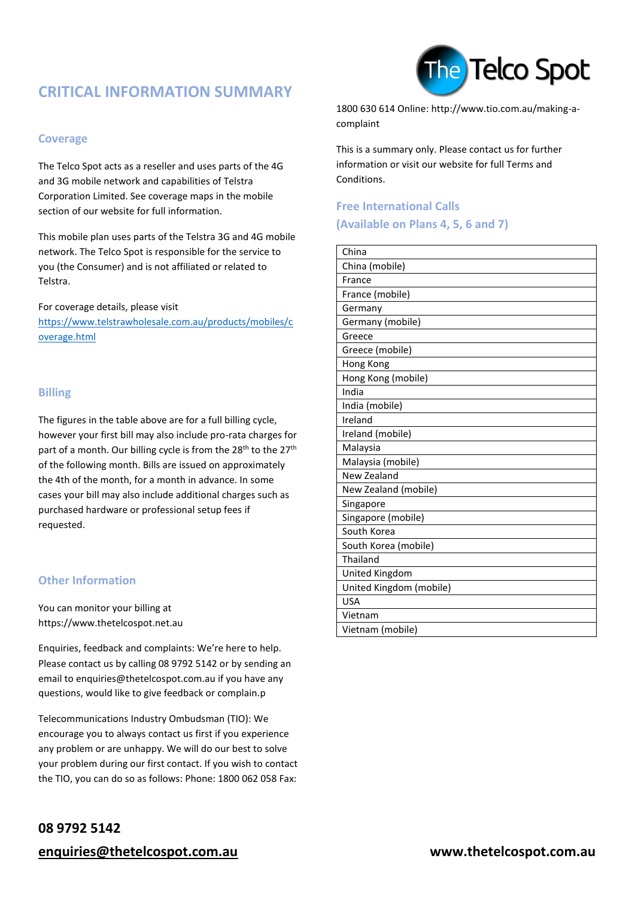# CRITICAL INFORMATION SUMMARY

## Coverage

The Telco Spot acts as a reseller and uses parts of the 4G and 3G mobile network and capabilities of Telstra Corporation Limited. See coverage maps in the mobile section of our website for full information.

This mobile plan uses parts of the Telstra 3G and 4G mobile network. The Telco Spot is responsible for the service to you (the Consumer) and is not affiliated or related to Telstra.

For coverage details, please visit https://www.telstrawholesale.com.au/products/mobiles/coverage.html

## Billing

The figures in the table above are for a full billing cycle, however your first bill may also include pro-rata charges for part of a month. Our billing cycle is from the 28th to the 27th of the following month. Bills are issued on approximately the 4th of the month, for a month in advance. In some cases your bill may also include additional charges such as purchased hardware or professional setup fees if requested.

## Other Information

You can monitor your billing at https://www.thetelcospot.net.au

Enquiries, feedback and complaints: We're here to help. Please contact us by calling 08 9792 5142 or by sending an email to enquiries@thetelcospot.com.au if you have any questions, would like to give feedback or complain.p

Telecommunications Industry Ombudsman (TIO): We encourage you to always contact us first if you experience any problem or are unhappy. We will do our best to solve your problem during our first contact. If you wish to contact the TIO, you can do so as follows: Phone: 1800 062 058 Fax: 1800 630 614 Online: http://www.tio.com.au/making-a-complaint

This is a summary only. Please contact us for further information or visit our website for full Terms and Conditions.

## Free International Calls (Available on Plans 4, 5, 6 and 7)

| |
|---|
| China |
| China (mobile) |
| France |
| France (mobile) |
| Germany |
| Germany (mobile) |
| Greece |
| Greece (mobile) |
| Hong Kong |
| Hong Kong (mobile) |
| India |
| India (mobile) |
| Ireland |
| Ireland (mobile) |
| Malaysia |
| Malaysia (mobile) |
| New Zealand |
| New Zealand (mobile) |
| Singapore |
| Singapore (mobile) |
| South Korea |
| South Korea (mobile) |
| Thailand |
| United Kingdom |
| United Kingdom (mobile) |
| USA |
| Vietnam |
| Vietnam (mobile) |

**08 9792 5142**

**enquiries@thetelcospot.com.au** **www.thetelcospot.com.au**